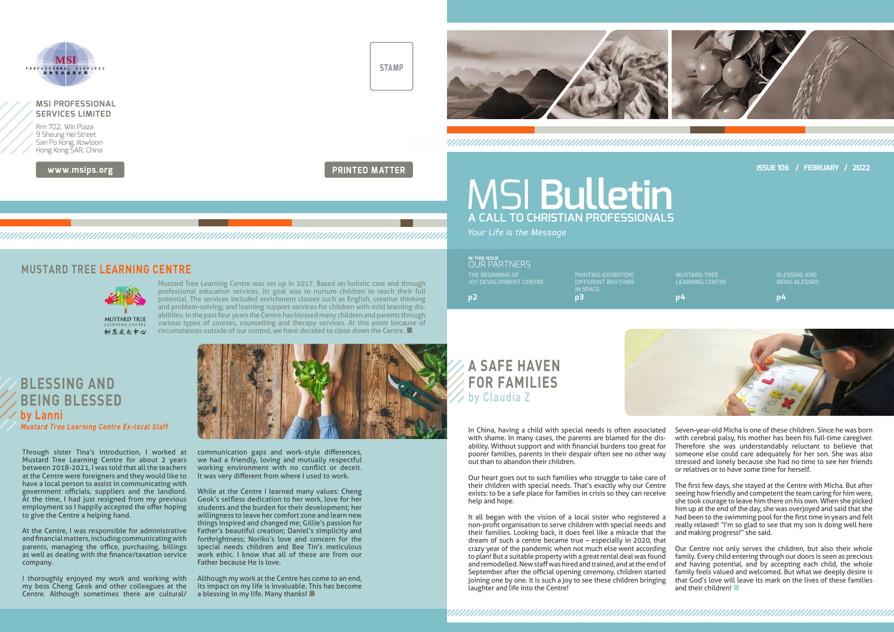MSI PROFESSIONAL SERVICES

国际专业服务机构

**MSI PROFESSIONAL SERVICES LIMITED**

Rm 702, Win Plaza
9 Sheung Hei Street
San Po Kong, Kowloon
Hong Kong SAR, China

www.msips.org

STAMP

PRINTED MATTER

ISSUE 106 / FEBRUARY / 2022

# MSI Bulletin

## A CALL TO CHRISTIAN PROFESSIONALS

*Your Life is the Message*

IN THIS ISSUE
OUR PARTNERS

- THE BEGINNING OF JOY DEVELOPMENT CENTRE — p2
- PAINTING EXHIBITION: DIFFERENT RHYTHMS IN SPACE — p3
- MUSTARD TREE LEARNING CENTRE — p4
- BLESSING AND BEING BLESSED — p4

## MUSTARD TREE LEARNING CENTRE

MUSTARD TREE LEARNING CENTRE
树恩成长中心

Mustard Tree Learning Centre was set up in 2017. Based on holistic care and through professional education services, its goal was to nurture children to reach their full potential. The services included enrichment classes such as English, creative thinking and problem-solving; and learning support services for children with mild learning disabilities. In the past four years the Centre has blessed many children and parents through various types of courses, counselling and therapy services. At this point because of circumstances outside of our control, we have decided to close down the Centre.

## BLESSING AND BEING BLESSED

### by Lanni

*Mustard Tree Learning Centre Ex-local Staff*

Through sister Tina's introduction, I worked at Mustard Tree Learning Centre for about 2 years between 2018-2021. I was told that all the teachers at the Centre were foreigners and they would like to have a local person to assist in communicating with government officials, suppliers and the landlord. At the time, I had just resigned from my previous employment so I happily accepted the offer hoping to give the Centre a helping hand.

At the Centre, I was responsible for administrative and financial matters, including communicating with parents, managing the office, purchasing, billings as well as dealing with the finance/taxation service company.

I thoroughly enjoyed my work and working with my boss Cheng Geok and other colleagues at the Centre. Although sometimes there are cultural/communication gaps and work-style differences, we had a friendly, loving and mutually respectful working environment with no conflict or deceit. It was very different from where I used to work.

While at the Centre I learned many values: Cheng Geok's selfless dedication to her work, love for her students and the burden for their development; her willingness to leave her comfort zone and learn new things inspired and changed me; Gillie's passion for Father's beautiful creation; Daniel's simplicity and forthrightness; Noriko's love and concern for the special needs children and Bee Tin's meticulous work ethic. I know that all of these are from our Father because He is love.

Although my work at the Centre has come to an end, its impact on my life is invaluable. This has become a blessing in my life. Many thanks!

## A SAFE HAVEN FOR FAMILIES

### by Claudia Z

In China, having a child with special needs is often associated with shame. In many cases, the parents are blamed for the disability. Without support and with financial burdens too great for poorer families, parents in their despair often see no other way out than to abandon their children.

Our heart goes out to such families who struggle to take care of their children with special needs. That's exactly why our Centre exists: to be a safe place for families in crisis so they can receive help and hope.

It all began with the vision of a local sister who registered a non-profit organisation to serve children with special needs and their families. Looking back, it does feel like a miracle that the dream of such a centre became true – especially in 2020, that crazy year of the pandemic when not much else went according to plan! But a suitable property with a great rental deal was found and remodelled. New staff was hired and trained, and at the end of September after the official opening ceremony, children started joining one by one. It is such a joy to see these children bringing laughter and life into the Centre!

Seven-year-old Micha is one of these children. Since he was born with cerebral palsy, his mother has been his full-time caregiver. Therefore she was understandably reluctant to believe that someone else could care adequately for her son. She was also stressed and lonely because she had no time to see her friends or relatives or to have some time for herself.

The first few days, she stayed at the Centre with Micha. But after seeing how friendly and competent the team caring for him were, she took courage to leave him there on his own. When she picked him up at the end of the day, she was overjoyed and said that she had been to the swimming pool for the first time in years and felt really relaxed! "I'm so glad to see that my son is doing well here and making progress!" she said.

Our Centre not only serves the children, but also their whole family. Every child entering through our doors is seen as precious and having potential, and by accepting each child, the whole family feels valued and welcomed. But what we deeply desire is that God's love will leave its mark on the lives of these families and their children!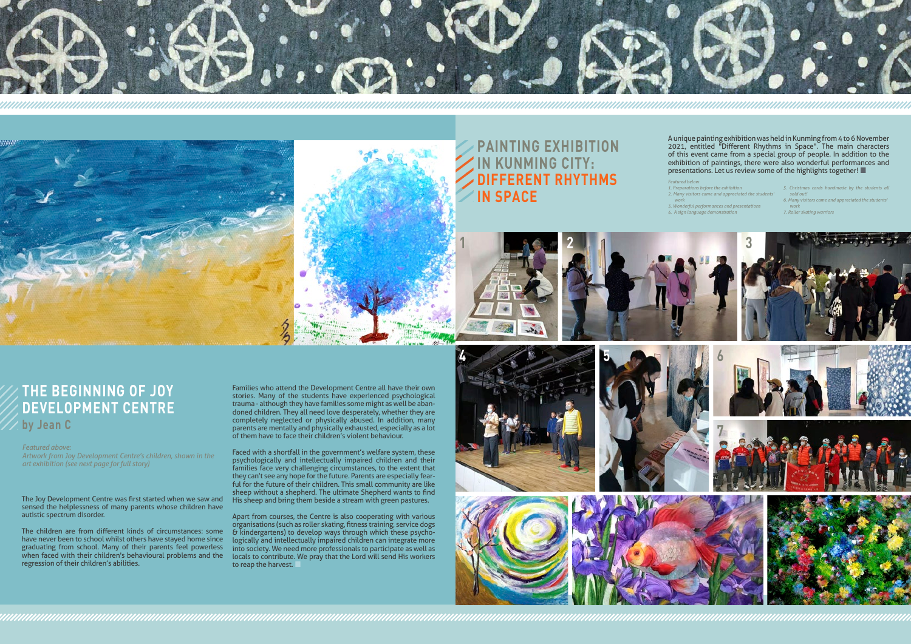## PAINTING EXHIBITION IN KUNMING CITY: DIFFERENT RHYTHMS IN SPACE

A unique painting exhibition was held in Kunming from 4 to 6 November 2021, entitled "Different Rhythms in Space". The main characters of this event came from a special group of people. In addition to the exhibition of paintings, there were also wonderful performances and presentations. Let us review some of the highlights together!

*Featured below*

*1. Preparations before the exhibition*
*2. Many visitors came and appreciated the students' work*
*3. Wonderful performances and presentations*
*4. A sign language demonstration*
*5. Christmas cards handmade by the students all sold out!*
*6. Many visitors came and appreciated the students' work*
*7. Roller skating warriors*

## THE BEGINNING OF JOY DEVELOPMENT CENTRE

**by Jean C**

*Featured above:*
*Artwork from Joy Development Centre's children, shown in the art exhibition (see next page for full story)*

The Joy Development Centre was first started when we saw and sensed the helplessness of many parents whose children have autistic spectrum disorder.

The children are from different kinds of circumstances: some have never been to school whilst others have stayed home since graduating from school. Many of their parents feel powerless when faced with their children's behavioural problems and the regression of their children's abilities.

Families who attend the Development Centre all have their own stories. Many of the students have experienced psychological trauma - although they have families some might as well be abandoned children. They all need love desperately, whether they are completely neglected or physically abused. In addition, many parents are mentally and physically exhausted, especially as a lot of them have to face their children's violent behaviour.

Faced with a shortfall in the government's welfare system, these psychologically and intellectually impaired children and their families face very challenging circumstances, to the extent that they can't see any hope for the future. Parents are especially fearful for the future of their children. This small community are like sheep without a shepherd. The ultimate Shepherd wants to find His sheep and bring them beside a stream with green pastures.

Apart from courses, the Centre is also cooperating with various organisations (such as roller skating, fitness training, service dogs & kindergartens) to develop ways through which these psychologically and intellectually impaired children can integrate more into society. We need more professionals to participate as well as locals to contribute. We pray that the Lord will send His workers to reap the harvest.